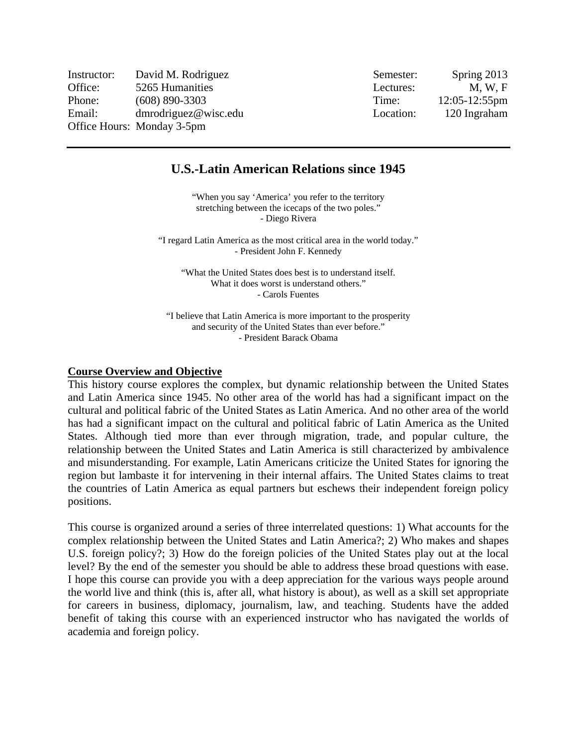| | | | |
|---|---|---|---|
| Instructor: | David M. Rodriguez | Semester: | Spring 2013 |
| Office: | 5265 Humanities | Lectures: | M, W, F |
| Phone: | (608) 890-3303 | Time: | 12:05-12:55pm |
| Email: | dmrodriguez@wisc.edu | Location: | 120 Ingraham |
| Office Hours: | Monday 3-5pm | | |

---

# U.S.-Latin American Relations since 1945

"When you say 'America' you refer to the territory
stretching between the icecaps of the two poles."
- Diego Rivera

"I regard Latin America as the most critical area in the world today."
- President John F. Kennedy

"What the United States does best is to understand itself.
What it does worst is understand others."
- Carols Fuentes

"I believe that Latin America is more important to the prosperity
and security of the United States than ever before."
- President Barack Obama

**Course Overview and Objective**

This history course explores the complex, but dynamic relationship between the United States and Latin America since 1945. No other area of the world has had a significant impact on the cultural and political fabric of the United States as Latin America. And no other area of the world has had a significant impact on the cultural and political fabric of Latin America as the United States. Although tied more than ever through migration, trade, and popular culture, the relationship between the United States and Latin America is still characterized by ambivalence and misunderstanding. For example, Latin Americans criticize the United States for ignoring the region but lambaste it for intervening in their internal affairs. The United States claims to treat the countries of Latin America as equal partners but eschews their independent foreign policy positions.

This course is organized around a series of three interrelated questions: 1) What accounts for the complex relationship between the United States and Latin America?; 2) Who makes and shapes U.S. foreign policy?; 3) How do the foreign policies of the United States play out at the local level? By the end of the semester you should be able to address these broad questions with ease. I hope this course can provide you with a deep appreciation for the various ways people around the world live and think (this is, after all, what history is about), as well as a skill set appropriate for careers in business, diplomacy, journalism, law, and teaching. Students have the added benefit of taking this course with an experienced instructor who has navigated the worlds of academia and foreign policy.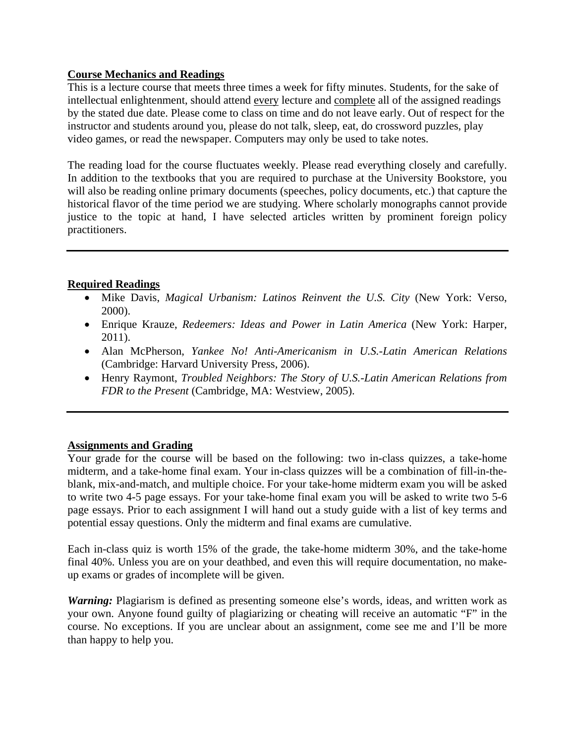## Course Mechanics and Readings

This is a lecture course that meets three times a week for fifty minutes. Students, for the sake of intellectual enlightenment, should attend <u>every</u> lecture and <u>complete</u> all of the assigned readings by the stated due date. Please come to class on time and do not leave early. Out of respect for the instructor and students around you, please do not talk, sleep, eat, do crossword puzzles, play video games, or read the newspaper. Computers may only be used to take notes.

The reading load for the course fluctuates weekly. Please read everything closely and carefully. In addition to the textbooks that you are required to purchase at the University Bookstore, you will also be reading online primary documents (speeches, policy documents, etc.) that capture the historical flavor of the time period we are studying. Where scholarly monographs cannot provide justice to the topic at hand, I have selected articles written by prominent foreign policy practitioners.

---

## Required Readings

- Mike Davis, *Magical Urbanism: Latinos Reinvent the U.S. City* (New York: Verso, 2000).
- Enrique Krauze, *Redeemers: Ideas and Power in Latin America* (New York: Harper, 2011).
- Alan McPherson, *Yankee No! Anti-Americanism in U.S.-Latin American Relations* (Cambridge: Harvard University Press, 2006).
- Henry Raymont, *Troubled Neighbors: The Story of U.S.-Latin American Relations from FDR to the Present* (Cambridge, MA: Westview, 2005).

---

## Assignments and Grading

Your grade for the course will be based on the following: two in-class quizzes, a take-home midterm, and a take-home final exam. Your in-class quizzes will be a combination of fill-in-the-blank, mix-and-match, and multiple choice. For your take-home midterm exam you will be asked to write two 4-5 page essays. For your take-home final exam you will be asked to write two 5-6 page essays. Prior to each assignment I will hand out a study guide with a list of key terms and potential essay questions. Only the midterm and final exams are cumulative.

Each in-class quiz is worth 15% of the grade, the take-home midterm 30%, and the take-home final 40%. Unless you are on your deathbed, and even this will require documentation, no make-up exams or grades of incomplete will be given.

***Warning:*** Plagiarism is defined as presenting someone else's words, ideas, and written work as your own. Anyone found guilty of plagiarizing or cheating will receive an automatic "F" in the course. No exceptions. If you are unclear about an assignment, come see me and I'll be more than happy to help you.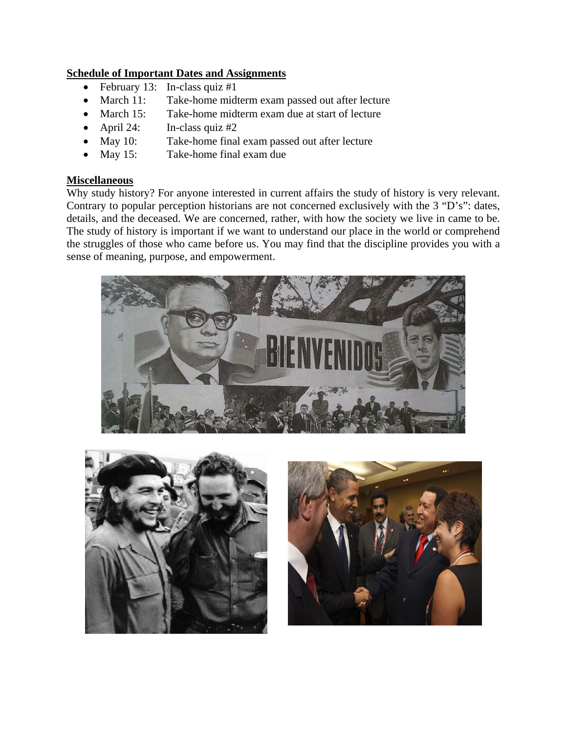**Schedule of Important Dates and Assignments**

- February 13: In-class quiz #1
- March 11: Take-home midterm exam passed out after lecture
- March 15: Take-home midterm exam due at start of lecture
- April 24: In-class quiz #2
- May 10: Take-home final exam passed out after lecture
- May 15: Take-home final exam due

**Miscellaneous**

Why study history? For anyone interested in current affairs the study of history is very relevant. Contrary to popular perception historians are not concerned exclusively with the 3 "D's": dates, details, and the deceased. We are concerned, rather, with how the society we live in came to be. The study of history is important if we want to understand our place in the world or comprehend the struggles of those who came before us. You may find that the discipline provides you with a sense of meaning, purpose, and empowerment.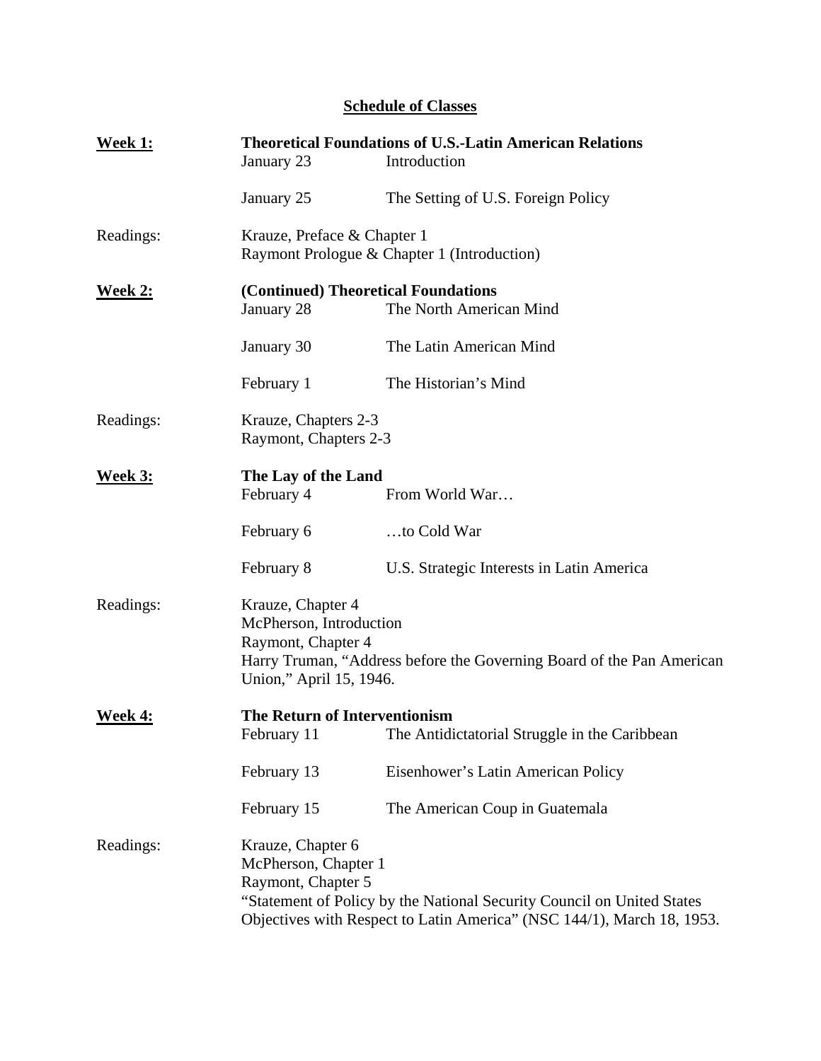## Schedule of Classes

**Week 1:** **Theoretical Foundations of U.S.-Latin American Relations**

January 23 — Introduction

January 25 — The Setting of U.S. Foreign Policy

Readings:
Krauze, Preface & Chapter 1
Raymont Prologue & Chapter 1 (Introduction)

**Week 2:** **(Continued) Theoretical Foundations**

January 28 — The North American Mind

January 30 — The Latin American Mind

February 1 — The Historian's Mind

Readings:
Krauze, Chapters 2-3
Raymont, Chapters 2-3

**Week 3:** **The Lay of the Land**

February 4 — From World War…

February 6 — …to Cold War

February 8 — U.S. Strategic Interests in Latin America

Readings:
Krauze, Chapter 4
McPherson, Introduction
Raymont, Chapter 4
Harry Truman, "Address before the Governing Board of the Pan American Union," April 15, 1946.

**Week 4:** **The Return of Interventionism**

February 11 — The Antidictatorial Struggle in the Caribbean

February 13 — Eisenhower's Latin American Policy

February 15 — The American Coup in Guatemala

Readings:
Krauze, Chapter 6
McPherson, Chapter 1
Raymont, Chapter 5
"Statement of Policy by the National Security Council on United States Objectives with Respect to Latin America" (NSC 144/1), March 18, 1953.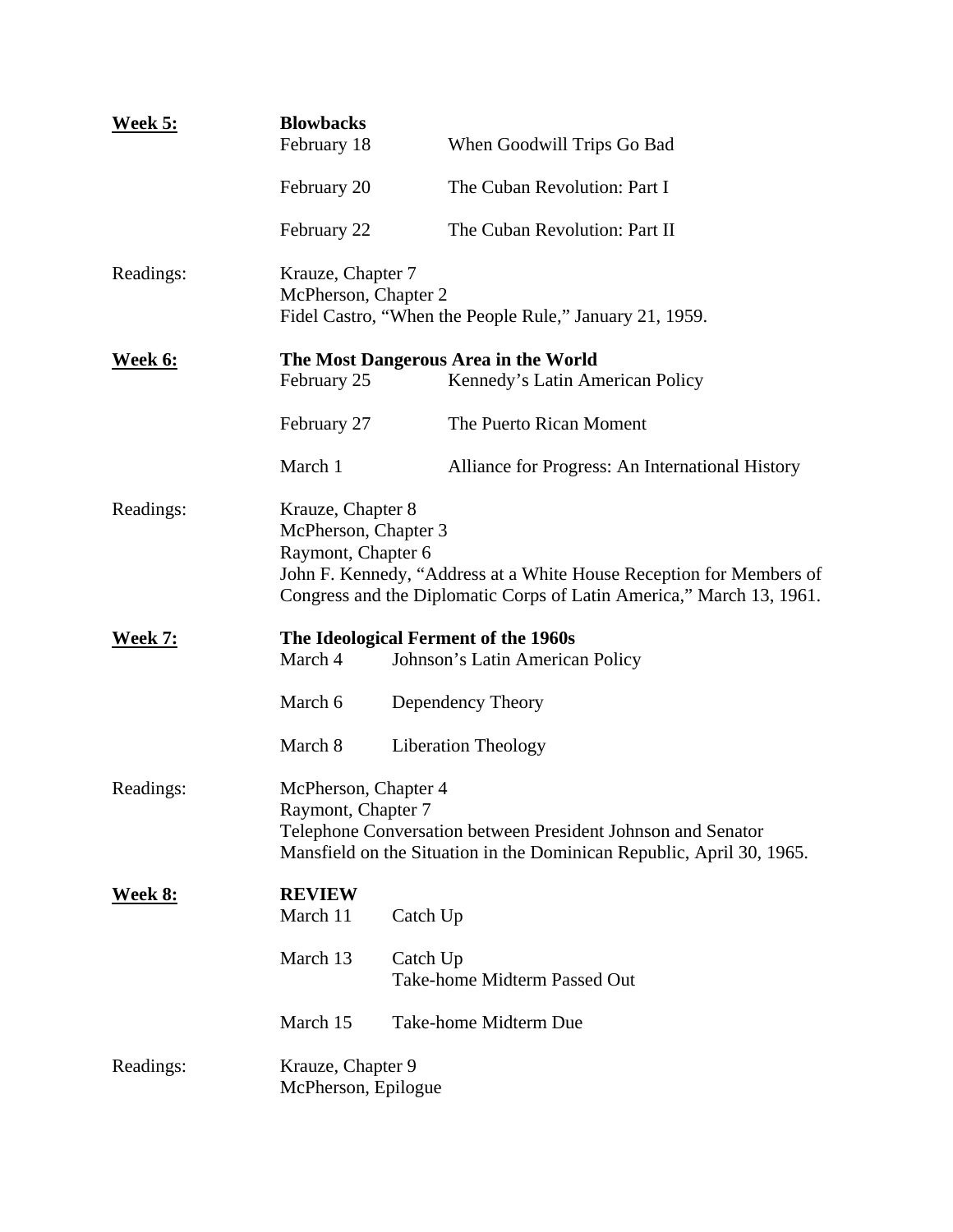**Week 5:** **Blowbacks**

| | |
|---|---|
| February 18 | When Goodwill Trips Go Bad |
| February 20 | The Cuban Revolution: Part I |
| February 22 | The Cuban Revolution: Part II |

Readings:
Krauze, Chapter 7
McPherson, Chapter 2
Fidel Castro, "When the People Rule," January 21, 1959.

**Week 6:** **The Most Dangerous Area in the World**

| | |
|---|---|
| February 25 | Kennedy's Latin American Policy |
| February 27 | The Puerto Rican Moment |
| March 1 | Alliance for Progress: An International History |

Readings:
Krauze, Chapter 8
McPherson, Chapter 3
Raymont, Chapter 6
John F. Kennedy, "Address at a White House Reception for Members of Congress and the Diplomatic Corps of Latin America," March 13, 1961.

**Week 7:** **The Ideological Ferment of the 1960s**

| | |
|---|---|
| March 4 | Johnson's Latin American Policy |
| March 6 | Dependency Theory |
| March 8 | Liberation Theology |

Readings:
McPherson, Chapter 4
Raymont, Chapter 7
Telephone Conversation between President Johnson and Senator Mansfield on the Situation in the Dominican Republic, April 30, 1965.

**Week 8:** **REVIEW**

| | |
|---|---|
| March 11 | Catch Up |
| March 13 | Catch Up<br>Take-home Midterm Passed Out |
| March 15 | Take-home Midterm Due |

Readings:
Krauze, Chapter 9
McPherson, Epilogue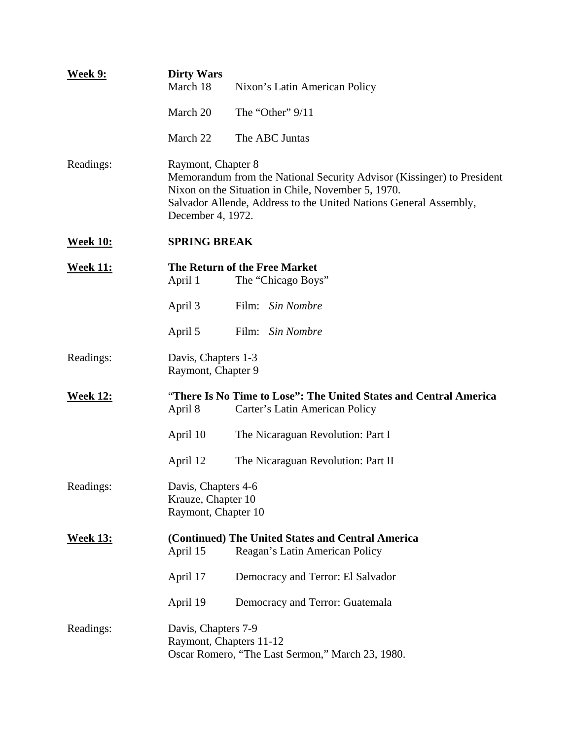**Week 9:** **Dirty Wars**

March 18 Nixon's Latin American Policy

March 20 The "Other" 9/11

March 22 The ABC Juntas

Readings:

Raymont, Chapter 8
Memorandum from the National Security Advisor (Kissinger) to President Nixon on the Situation in Chile, November 5, 1970.
Salvador Allende, Address to the United Nations General Assembly, December 4, 1972.

**Week 10:** **SPRING BREAK**

**Week 11:** **The Return of the Free Market**

April 1 The "Chicago Boys"

April 3 Film: *Sin Nombre*

April 5 Film: *Sin Nombre*

Readings:

Davis, Chapters 1-3
Raymont, Chapter 9

**Week 12:** **"There Is No Time to Lose": The United States and Central America**

April 8 Carter's Latin American Policy

April 10 The Nicaraguan Revolution: Part I

April 12 The Nicaraguan Revolution: Part II

Readings:

Davis, Chapters 4-6
Krauze, Chapter 10
Raymont, Chapter 10

**Week 13:** **(Continued) The United States and Central America**

April 15 Reagan's Latin American Policy

April 17 Democracy and Terror: El Salvador

April 19 Democracy and Terror: Guatemala

Readings:

Davis, Chapters 7-9
Raymont, Chapters 11-12
Oscar Romero, "The Last Sermon," March 23, 1980.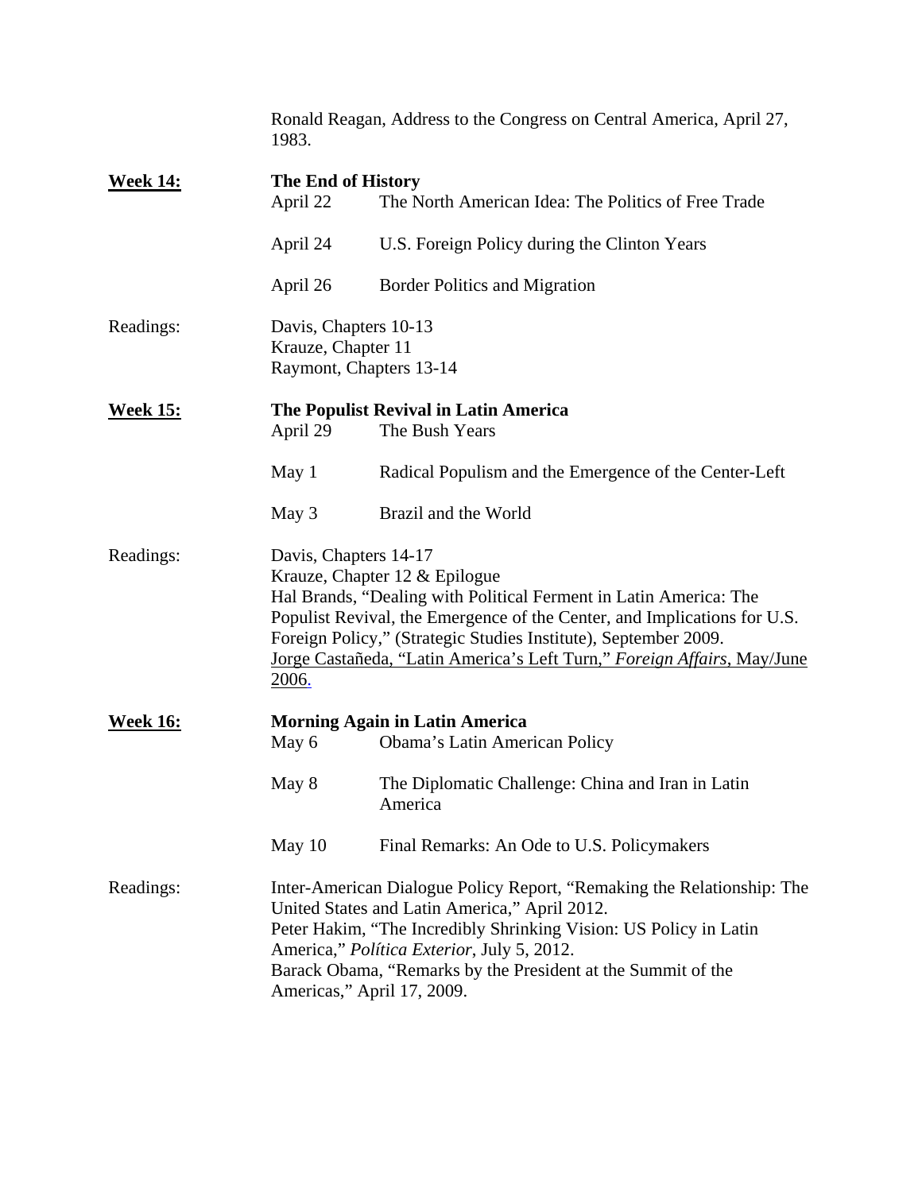Ronald Reagan, Address to the Congress on Central America, April 27, 1983.

**Week 14:** **The End of History**

April 22 The North American Idea: The Politics of Free Trade

April 24 U.S. Foreign Policy during the Clinton Years

April 26 Border Politics and Migration

Readings:

Davis, Chapters 10-13
Krauze, Chapter 11
Raymont, Chapters 13-14

**Week 15:** **The Populist Revival in Latin America**

April 29 The Bush Years

May 1 Radical Populism and the Emergence of the Center-Left

May 3 Brazil and the World

Readings:

Davis, Chapters 14-17
Krauze, Chapter 12 & Epilogue
Hal Brands, "Dealing with Political Ferment in Latin America: The Populist Revival, the Emergence of the Center, and Implications for U.S. Foreign Policy," (Strategic Studies Institute), September 2009.
Jorge Castañeda, "Latin America's Left Turn," *Foreign Affairs*, May/June 2006.

**Week 16:** **Morning Again in Latin America**

May 6 Obama's Latin American Policy

May 8 The Diplomatic Challenge: China and Iran in Latin America

May 10 Final Remarks: An Ode to U.S. Policymakers

Readings:

Inter-American Dialogue Policy Report, "Remaking the Relationship: The United States and Latin America," April 2012.
Peter Hakim, "The Incredibly Shrinking Vision: US Policy in Latin America," *Política Exterior*, July 5, 2012.
Barack Obama, "Remarks by the President at the Summit of the Americas," April 17, 2009.